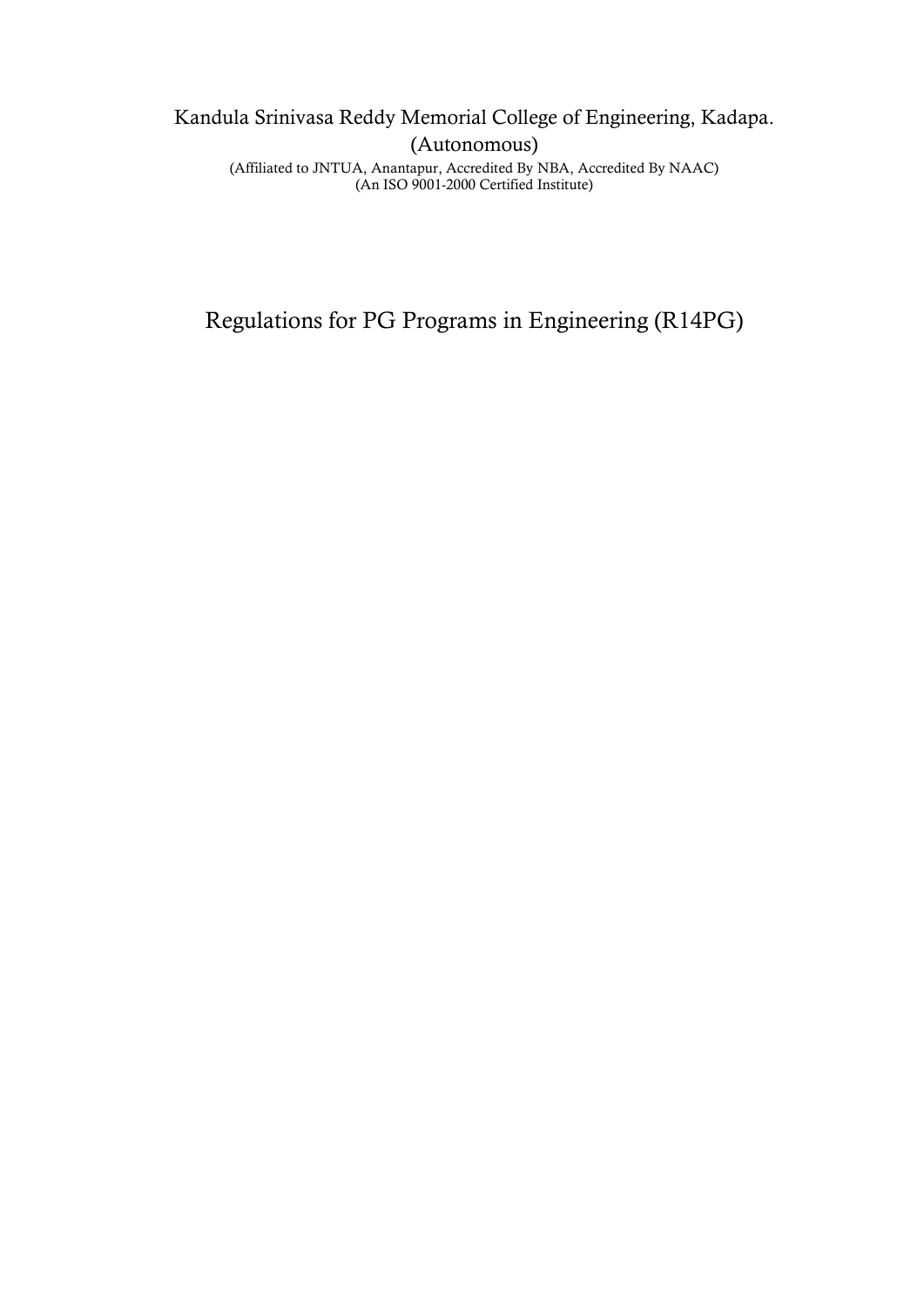Kandula Srinivasa Reddy Memorial College of Engineering, Kadapa.

(Autonomous)

(Affiliated to JNTUA, Anantapur, Accredited By NBA, Accredited By NAAC)

(An ISO 9001-2000 Certified Institute)

# Regulations for PG Programs in Engineering (R14PG)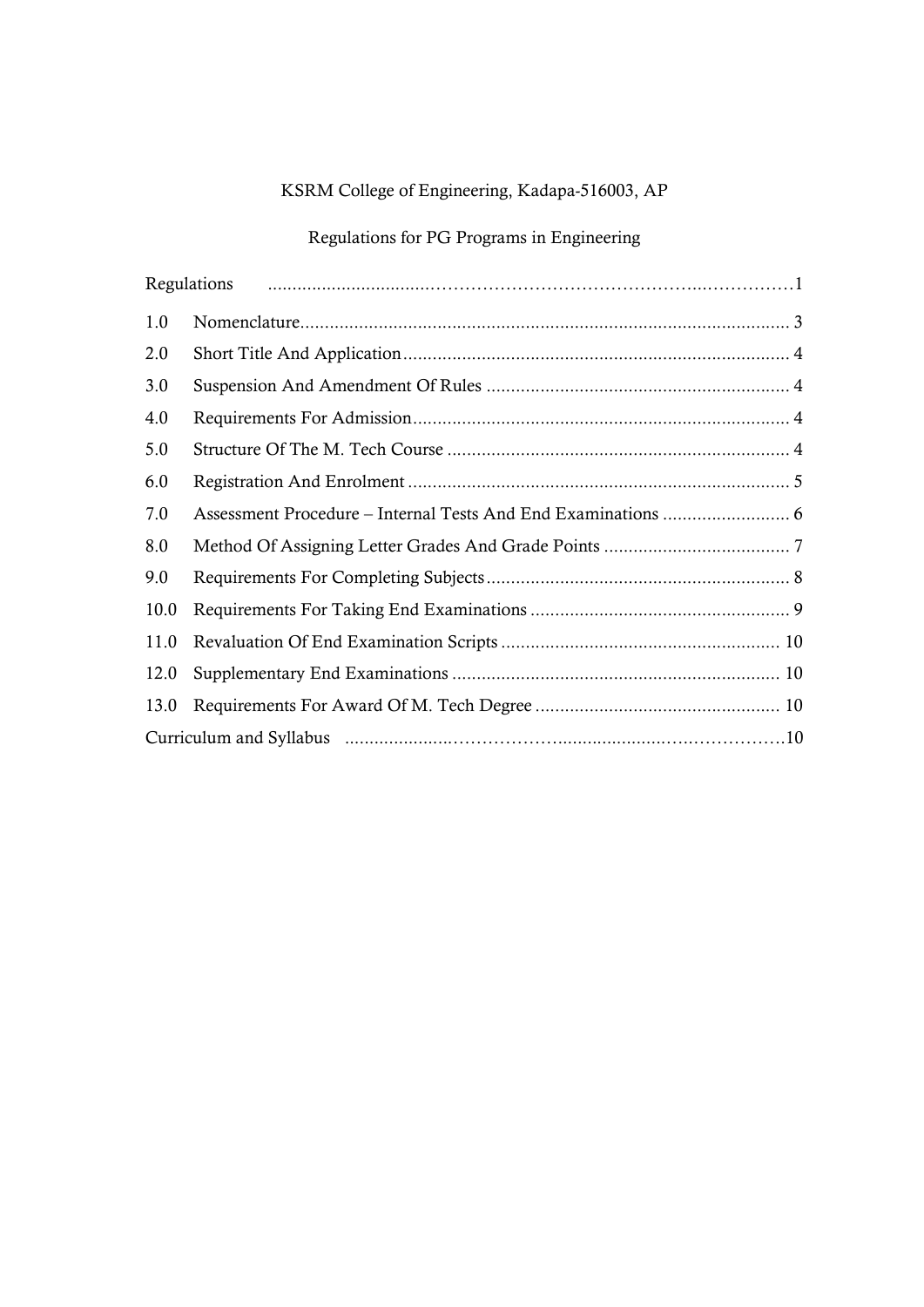KSRM College of Engineering, Kadapa-516003, AP

Regulations for PG Programs in Engineering

| | | |
|---|---|---|
| Regulations | | 1 |
| 1.0 | Nomenclature | 3 |
| 2.0 | Short Title And Application | 4 |
| 3.0 | Suspension And Amendment Of Rules | 4 |
| 4.0 | Requirements For Admission | 4 |
| 5.0 | Structure Of The M. Tech Course | 4 |
| 6.0 | Registration And Enrolment | 5 |
| 7.0 | Assessment Procedure – Internal Tests And End Examinations | 6 |
| 8.0 | Method Of Assigning Letter Grades And Grade Points | 7 |
| 9.0 | Requirements For Completing Subjects | 8 |
| 10.0 | Requirements For Taking End Examinations | 9 |
| 11.0 | Revaluation Of End Examination Scripts | 10 |
| 12.0 | Supplementary End Examinations | 10 |
| 13.0 | Requirements For Award Of M. Tech Degree | 10 |
| Curriculum and Syllabus | | 10 |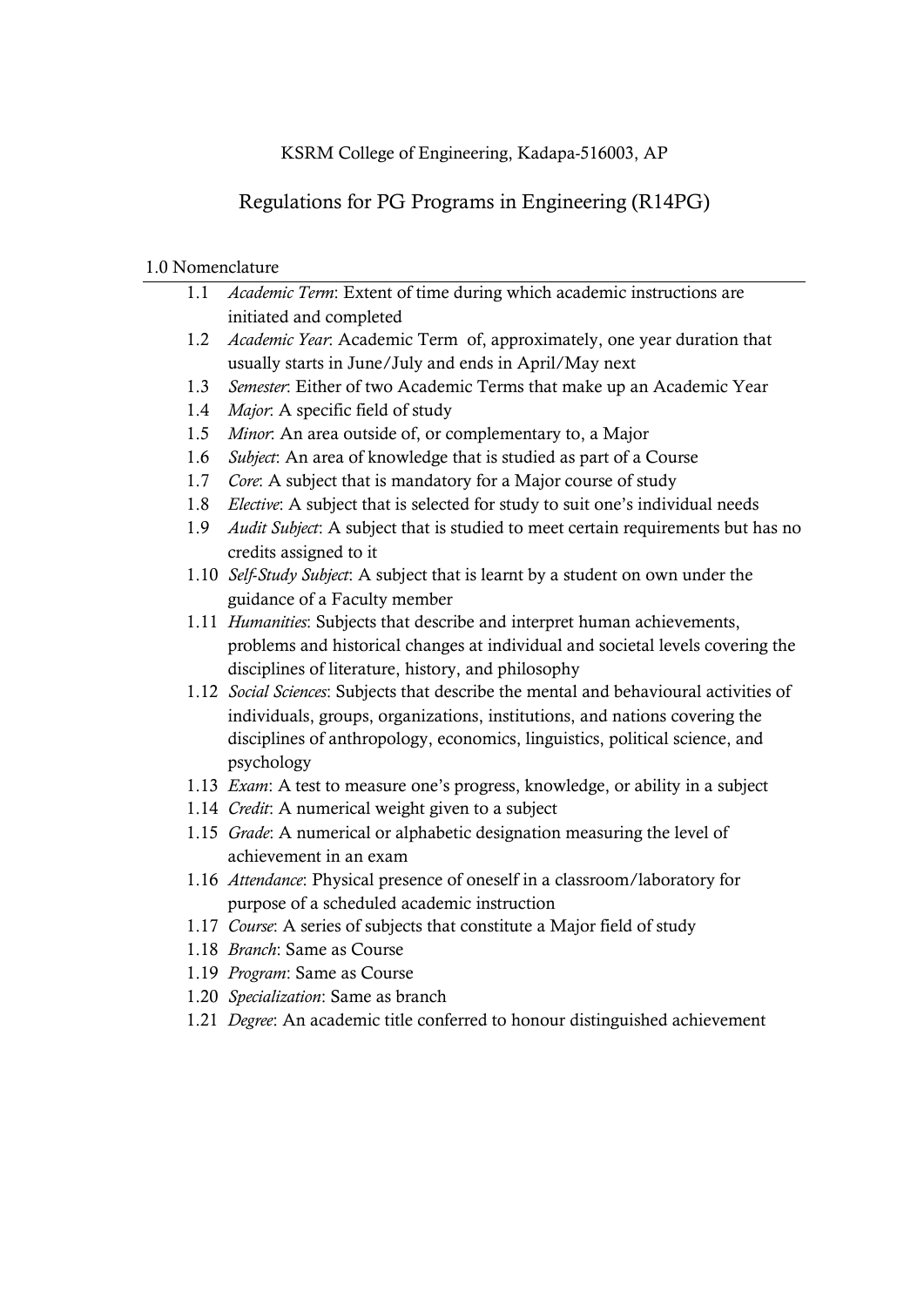KSRM College of Engineering, Kadapa-516003, AP

# Regulations for PG Programs in Engineering (R14PG)

## 1.0 Nomenclature

1.1 *Academic Term*: Extent of time during which academic instructions are initiated and completed

1.2 *Academic Year*: Academic Term of, approximately, one year duration that usually starts in June/July and ends in April/May next

1.3 *Semester*: Either of two Academic Terms that make up an Academic Year

1.4 *Major*: A specific field of study

1.5 *Minor*: An area outside of, or complementary to, a Major

1.6 *Subject*: An area of knowledge that is studied as part of a Course

1.7 *Core*: A subject that is mandatory for a Major course of study

1.8 *Elective*: A subject that is selected for study to suit one's individual needs

1.9 *Audit Subject*: A subject that is studied to meet certain requirements but has no credits assigned to it

1.10 *Self-Study Subject*: A subject that is learnt by a student on own under the guidance of a Faculty member

1.11 *Humanities*: Subjects that describe and interpret human achievements, problems and historical changes at individual and societal levels covering the disciplines of literature, history, and philosophy

1.12 *Social Sciences*: Subjects that describe the mental and behavioural activities of individuals, groups, organizations, institutions, and nations covering the disciplines of anthropology, economics, linguistics, political science, and psychology

1.13 *Exam*: A test to measure one's progress, knowledge, or ability in a subject

1.14 *Credit*: A numerical weight given to a subject

1.15 *Grade*: A numerical or alphabetic designation measuring the level of achievement in an exam

1.16 *Attendance*: Physical presence of oneself in a classroom/laboratory for purpose of a scheduled academic instruction

1.17 *Course*: A series of subjects that constitute a Major field of study

1.18 *Branch*: Same as Course

1.19 *Program*: Same as Course

1.20 *Specialization*: Same as branch

1.21 *Degree*: An academic title conferred to honour distinguished achievement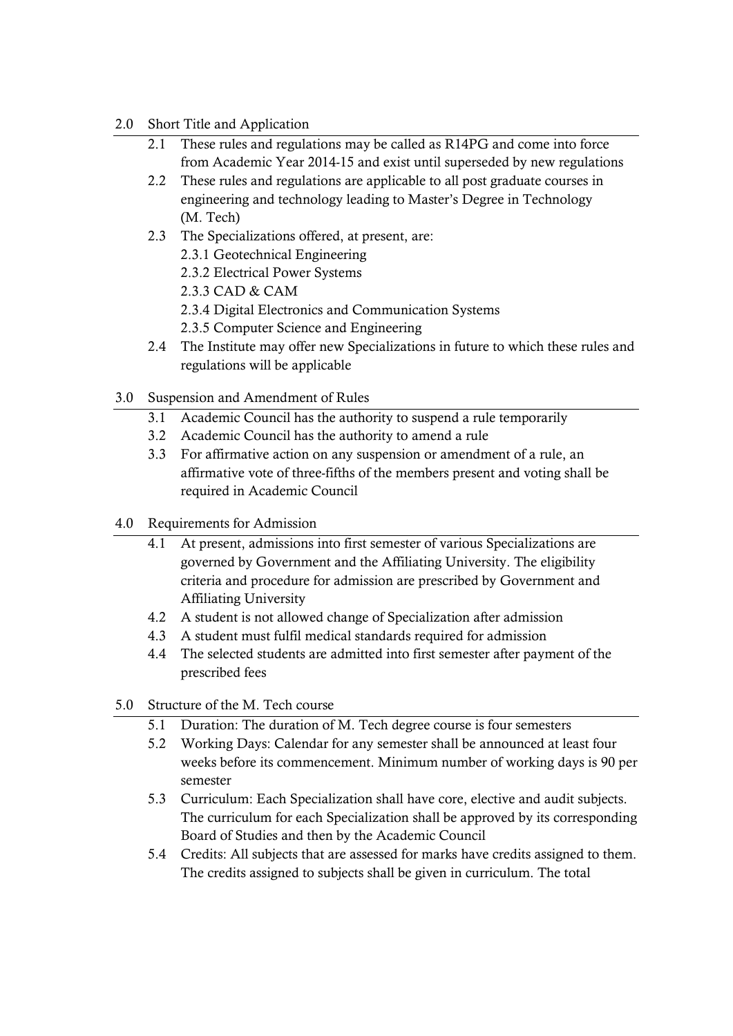## 2.0 Short Title and Application

2.1 These rules and regulations may be called as R14PG and come into force from Academic Year 2014-15 and exist until superseded by new regulations

2.2 These rules and regulations are applicable to all post graduate courses in engineering and technology leading to Master's Degree in Technology (M. Tech)

2.3 The Specializations offered, at present, are:

- 2.3.1 Geotechnical Engineering
- 2.3.2 Electrical Power Systems
- 2.3.3 CAD & CAM
- 2.3.4 Digital Electronics and Communication Systems
- 2.3.5 Computer Science and Engineering

2.4 The Institute may offer new Specializations in future to which these rules and regulations will be applicable

## 3.0 Suspension and Amendment of Rules

3.1 Academic Council has the authority to suspend a rule temporarily

3.2 Academic Council has the authority to amend a rule

3.3 For affirmative action on any suspension or amendment of a rule, an affirmative vote of three-fifths of the members present and voting shall be required in Academic Council

## 4.0 Requirements for Admission

4.1 At present, admissions into first semester of various Specializations are governed by Government and the Affiliating University. The eligibility criteria and procedure for admission are prescribed by Government and Affiliating University

4.2 A student is not allowed change of Specialization after admission

4.3 A student must fulfil medical standards required for admission

4.4 The selected students are admitted into first semester after payment of the prescribed fees

## 5.0 Structure of the M. Tech course

5.1 Duration: The duration of M. Tech degree course is four semesters

5.2 Working Days: Calendar for any semester shall be announced at least four weeks before its commencement. Minimum number of working days is 90 per semester

5.3 Curriculum: Each Specialization shall have core, elective and audit subjects. The curriculum for each Specialization shall be approved by its corresponding Board of Studies and then by the Academic Council

5.4 Credits: All subjects that are assessed for marks have credits assigned to them. The credits assigned to subjects shall be given in curriculum. The total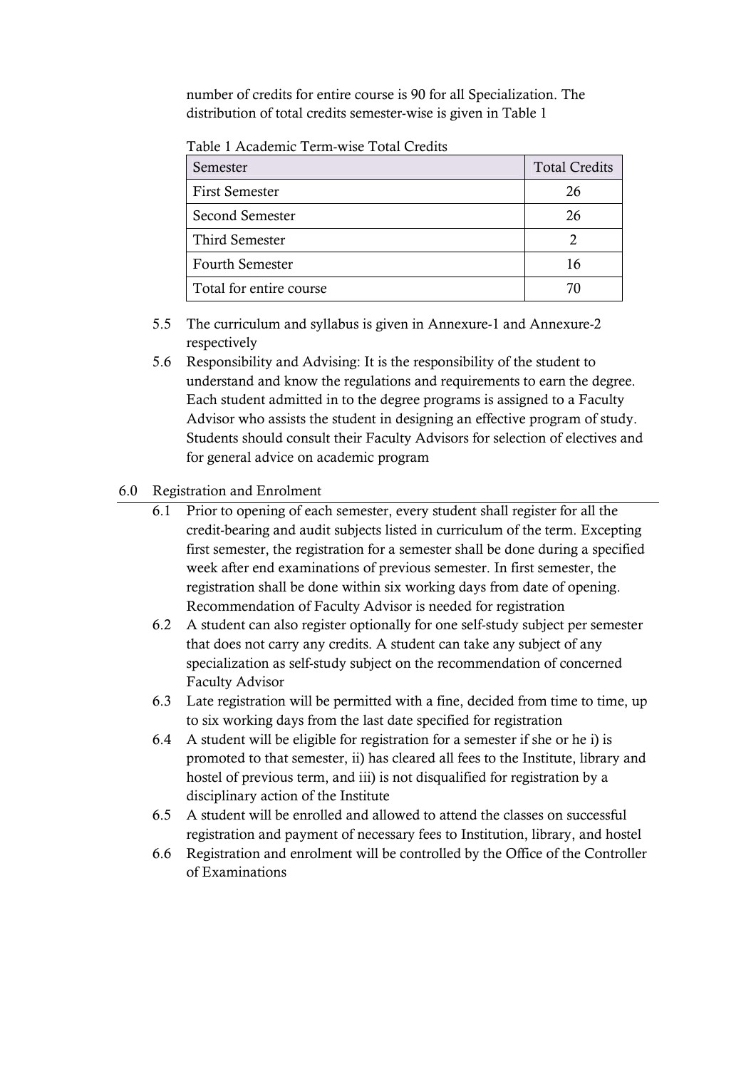number of credits for entire course is 90 for all Specialization. The distribution of total credits semester-wise is given in Table 1

Table 1 Academic Term-wise Total Credits

| Semester | Total Credits |
|---|---|
| First Semester | 26 |
| Second Semester | 26 |
| Third Semester | 2 |
| Fourth Semester | 16 |
| Total for entire course | 70 |

5.5 The curriculum and syllabus is given in Annexure-1 and Annexure-2 respectively

5.6 Responsibility and Advising: It is the responsibility of the student to understand and know the regulations and requirements to earn the degree. Each student admitted in to the degree programs is assigned to a Faculty Advisor who assists the student in designing an effective program of study. Students should consult their Faculty Advisors for selection of electives and for general advice on academic program

## 6.0 Registration and Enrolment

6.1 Prior to opening of each semester, every student shall register for all the credit-bearing and audit subjects listed in curriculum of the term. Excepting first semester, the registration for a semester shall be done during a specified week after end examinations of previous semester. In first semester, the registration shall be done within six working days from date of opening. Recommendation of Faculty Advisor is needed for registration

6.2 A student can also register optionally for one self-study subject per semester that does not carry any credits. A student can take any subject of any specialization as self-study subject on the recommendation of concerned Faculty Advisor

6.3 Late registration will be permitted with a fine, decided from time to time, up to six working days from the last date specified for registration

6.4 A student will be eligible for registration for a semester if she or he i) is promoted to that semester, ii) has cleared all fees to the Institute, library and hostel of previous term, and iii) is not disqualified for registration by a disciplinary action of the Institute

6.5 A student will be enrolled and allowed to attend the classes on successful registration and payment of necessary fees to Institution, library, and hostel

6.6 Registration and enrolment will be controlled by the Office of the Controller of Examinations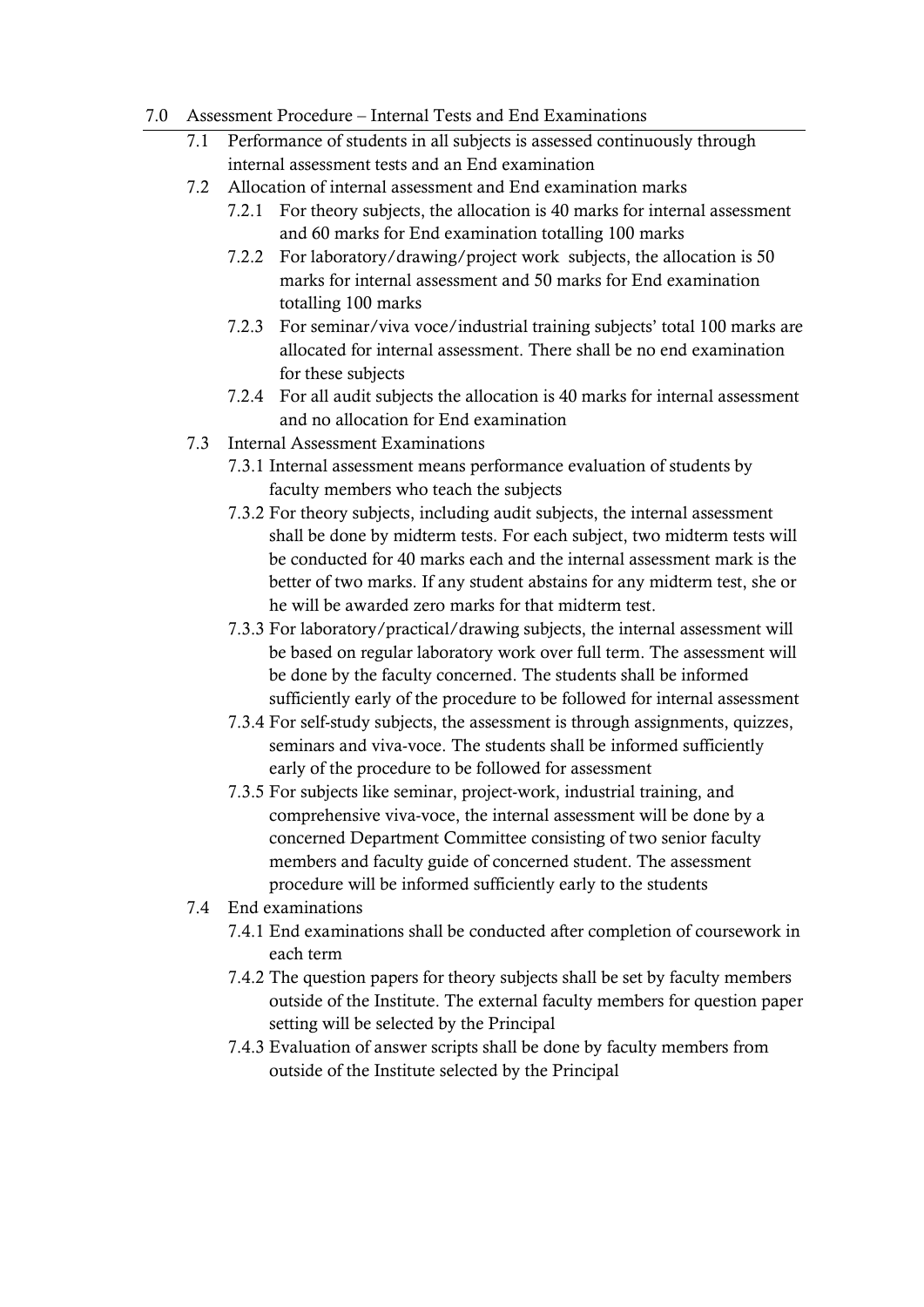## 7.0 Assessment Procedure – Internal Tests and End Examinations

- 7.1 Performance of students in all subjects is assessed continuously through internal assessment tests and an End examination
- 7.2 Allocation of internal assessment and End examination marks
  - 7.2.1 For theory subjects, the allocation is 40 marks for internal assessment and 60 marks for End examination totalling 100 marks
  - 7.2.2 For laboratory/drawing/project work subjects, the allocation is 50 marks for internal assessment and 50 marks for End examination totalling 100 marks
  - 7.2.3 For seminar/viva voce/industrial training subjects' total 100 marks are allocated for internal assessment. There shall be no end examination for these subjects
  - 7.2.4 For all audit subjects the allocation is 40 marks for internal assessment and no allocation for End examination
- 7.3 Internal Assessment Examinations
  - 7.3.1 Internal assessment means performance evaluation of students by faculty members who teach the subjects
  - 7.3.2 For theory subjects, including audit subjects, the internal assessment shall be done by midterm tests. For each subject, two midterm tests will be conducted for 40 marks each and the internal assessment mark is the better of two marks. If any student abstains for any midterm test, she or he will be awarded zero marks for that midterm test.
  - 7.3.3 For laboratory/practical/drawing subjects, the internal assessment will be based on regular laboratory work over full term. The assessment will be done by the faculty concerned. The students shall be informed sufficiently early of the procedure to be followed for internal assessment
  - 7.3.4 For self-study subjects, the assessment is through assignments, quizzes, seminars and viva-voce. The students shall be informed sufficiently early of the procedure to be followed for assessment
  - 7.3.5 For subjects like seminar, project-work, industrial training, and comprehensive viva-voce, the internal assessment will be done by a concerned Department Committee consisting of two senior faculty members and faculty guide of concerned student. The assessment procedure will be informed sufficiently early to the students
- 7.4 End examinations
  - 7.4.1 End examinations shall be conducted after completion of coursework in each term
  - 7.4.2 The question papers for theory subjects shall be set by faculty members outside of the Institute. The external faculty members for question paper setting will be selected by the Principal
  - 7.4.3 Evaluation of answer scripts shall be done by faculty members from outside of the Institute selected by the Principal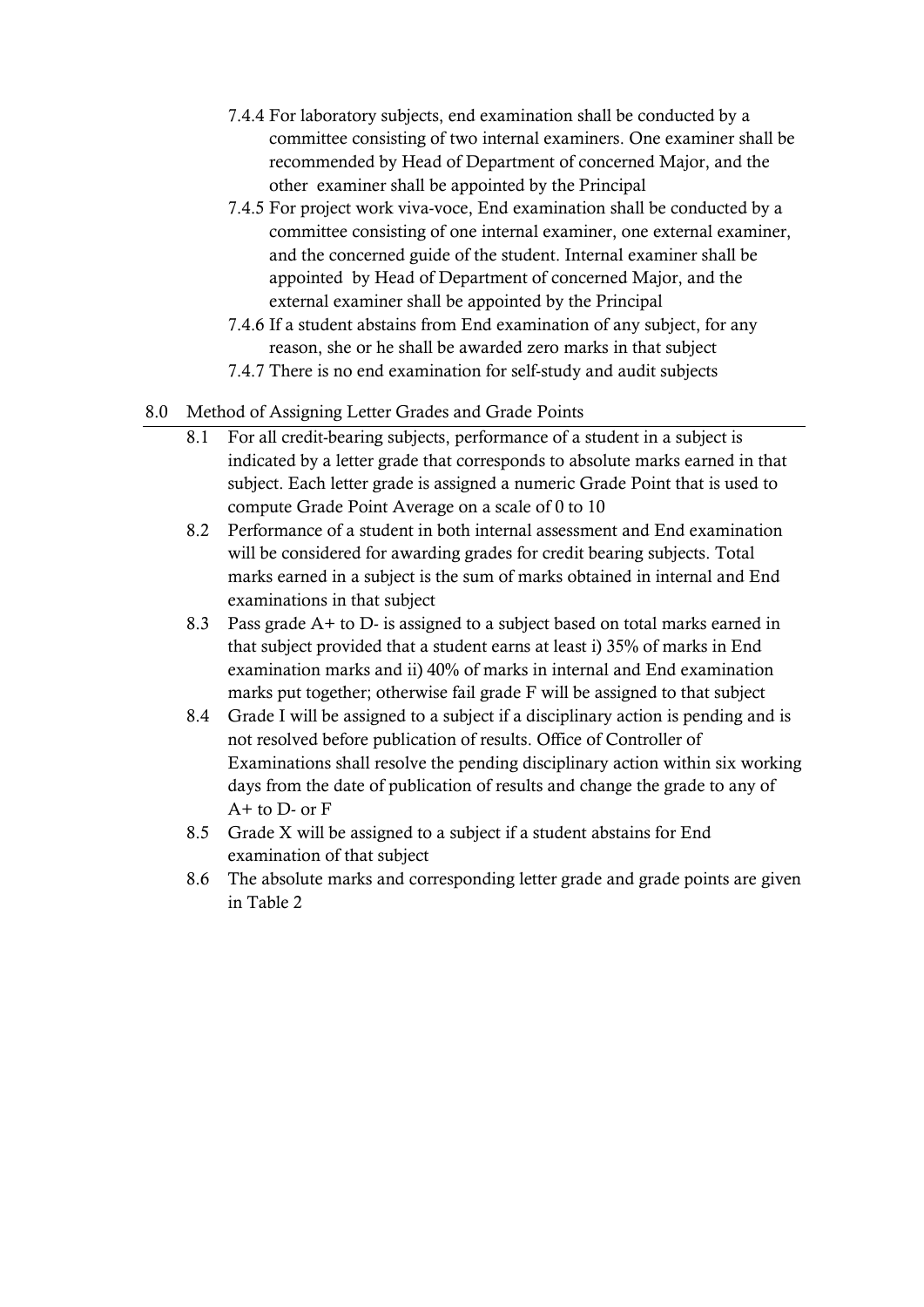7.4.4 For laboratory subjects, end examination shall be conducted by a committee consisting of two internal examiners. One examiner shall be recommended by Head of Department of concerned Major, and the other examiner shall be appointed by the Principal

7.4.5 For project work viva-voce, End examination shall be conducted by a committee consisting of one internal examiner, one external examiner, and the concerned guide of the student. Internal examiner shall be appointed by Head of Department of concerned Major, and the external examiner shall be appointed by the Principal

7.4.6 If a student abstains from End examination of any subject, for any reason, she or he shall be awarded zero marks in that subject

7.4.7 There is no end examination for self-study and audit subjects

## 8.0 Method of Assigning Letter Grades and Grade Points

8.1 For all credit-bearing subjects, performance of a student in a subject is indicated by a letter grade that corresponds to absolute marks earned in that subject. Each letter grade is assigned a numeric Grade Point that is used to compute Grade Point Average on a scale of 0 to 10

8.2 Performance of a student in both internal assessment and End examination will be considered for awarding grades for credit bearing subjects. Total marks earned in a subject is the sum of marks obtained in internal and End examinations in that subject

8.3 Pass grade A+ to D- is assigned to a subject based on total marks earned in that subject provided that a student earns at least i) 35% of marks in End examination marks and ii) 40% of marks in internal and End examination marks put together; otherwise fail grade F will be assigned to that subject

8.4 Grade I will be assigned to a subject if a disciplinary action is pending and is not resolved before publication of results. Office of Controller of Examinations shall resolve the pending disciplinary action within six working days from the date of publication of results and change the grade to any of A+ to D- or F

8.5 Grade X will be assigned to a subject if a student abstains for End examination of that subject

8.6 The absolute marks and corresponding letter grade and grade points are given in Table 2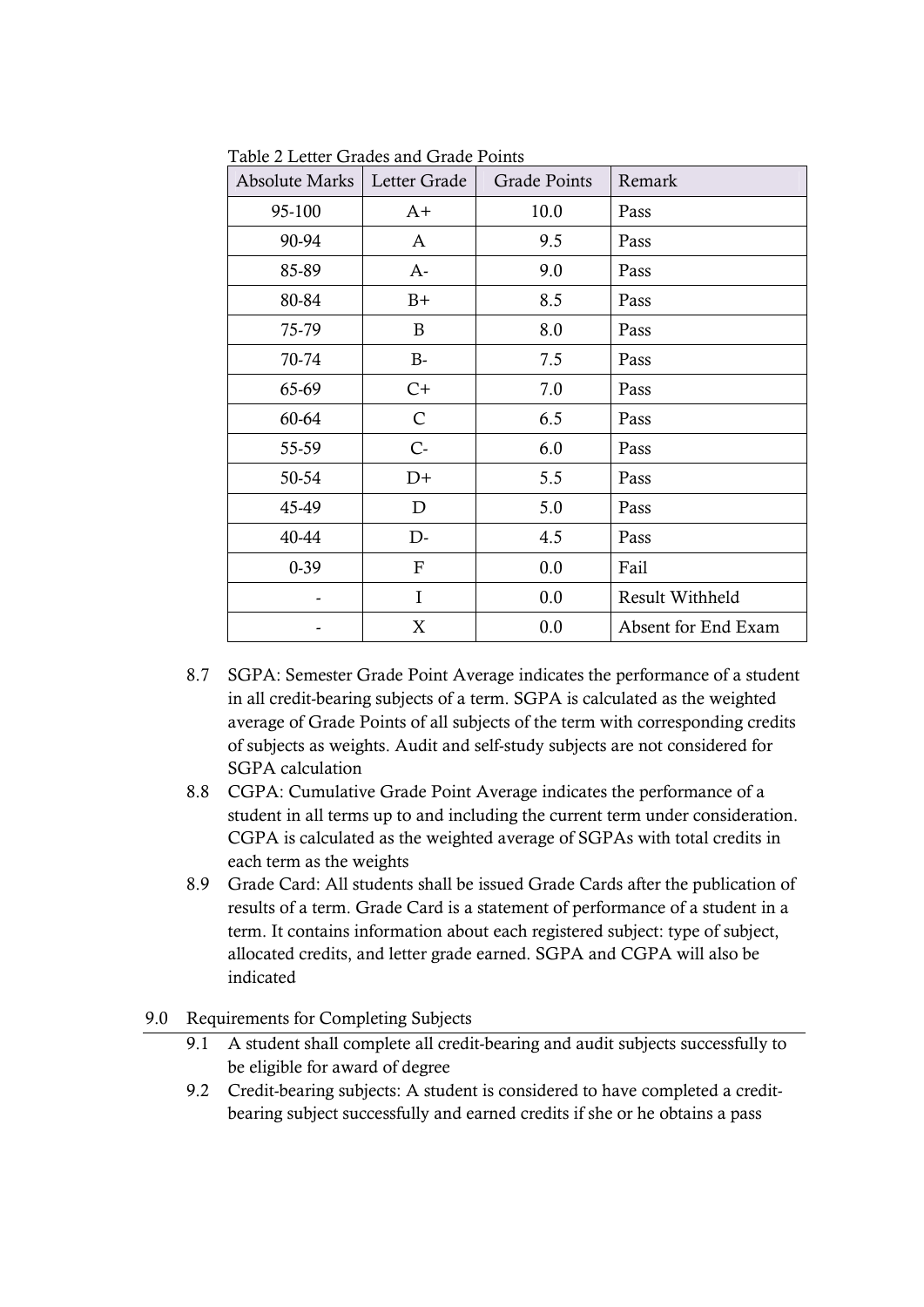Table 2 Letter Grades and Grade Points

| Absolute Marks | Letter Grade | Grade Points | Remark |
|---|---|---|---|
| 95-100 | A+ | 10.0 | Pass |
| 90-94 | A | 9.5 | Pass |
| 85-89 | A- | 9.0 | Pass |
| 80-84 | B+ | 8.5 | Pass |
| 75-79 | B | 8.0 | Pass |
| 70-74 | B- | 7.5 | Pass |
| 65-69 | C+ | 7.0 | Pass |
| 60-64 | C | 6.5 | Pass |
| 55-59 | C- | 6.0 | Pass |
| 50-54 | D+ | 5.5 | Pass |
| 45-49 | D | 5.0 | Pass |
| 40-44 | D- | 4.5 | Pass |
| 0-39 | F | 0.0 | Fail |
| - | I | 0.0 | Result Withheld |
| - | X | 0.0 | Absent for End Exam |

8.7 SGPA: Semester Grade Point Average indicates the performance of a student in all credit-bearing subjects of a term. SGPA is calculated as the weighted average of Grade Points of all subjects of the term with corresponding credits of subjects as weights. Audit and self-study subjects are not considered for SGPA calculation

8.8 CGPA: Cumulative Grade Point Average indicates the performance of a student in all terms up to and including the current term under consideration. CGPA is calculated as the weighted average of SGPAs with total credits in each term as the weights

8.9 Grade Card: All students shall be issued Grade Cards after the publication of results of a term. Grade Card is a statement of performance of a student in a term. It contains information about each registered subject: type of subject, allocated credits, and letter grade earned. SGPA and CGPA will also be indicated

## 9.0 Requirements for Completing Subjects

9.1 A student shall complete all credit-bearing and audit subjects successfully to be eligible for award of degree

9.2 Credit-bearing subjects: A student is considered to have completed a credit-bearing subject successfully and earned credits if she or he obtains a pass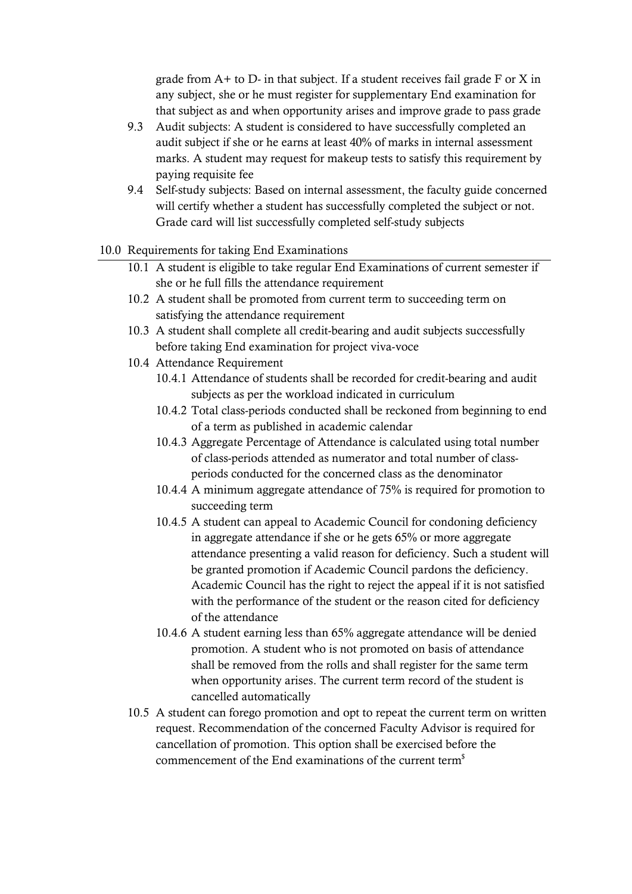grade from A+ to D- in that subject. If a student receives fail grade F or X in any subject, she or he must register for supplementary End examination for that subject as and when opportunity arises and improve grade to pass grade

- 9.3 Audit subjects: A student is considered to have successfully completed an audit subject if she or he earns at least 40% of marks in internal assessment marks. A student may request for makeup tests to satisfy this requirement by paying requisite fee
- 9.4 Self-study subjects: Based on internal assessment, the faculty guide concerned will certify whether a student has successfully completed the subject or not. Grade card will list successfully completed self-study subjects

## 10.0 Requirements for taking End Examinations

- 10.1 A student is eligible to take regular End Examinations of current semester if she or he full fills the attendance requirement
- 10.2 A student shall be promoted from current term to succeeding term on satisfying the attendance requirement
- 10.3 A student shall complete all credit-bearing and audit subjects successfully before taking End examination for project viva-voce
- 10.4 Attendance Requirement
  - 10.4.1 Attendance of students shall be recorded for credit-bearing and audit subjects as per the workload indicated in curriculum
  - 10.4.2 Total class-periods conducted shall be reckoned from beginning to end of a term as published in academic calendar
  - 10.4.3 Aggregate Percentage of Attendance is calculated using total number of class-periods attended as numerator and total number of class-periods conducted for the concerned class as the denominator
  - 10.4.4 A minimum aggregate attendance of 75% is required for promotion to succeeding term
  - 10.4.5 A student can appeal to Academic Council for condoning deficiency in aggregate attendance if she or he gets 65% or more aggregate attendance presenting a valid reason for deficiency. Such a student will be granted promotion if Academic Council pardons the deficiency. Academic Council has the right to reject the appeal if it is not satisfied with the performance of the student or the reason cited for deficiency of the attendance
  - 10.4.6 A student earning less than 65% aggregate attendance will be denied promotion. A student who is not promoted on basis of attendance shall be removed from the rolls and shall register for the same term when opportunity arises. The current term record of the student is cancelled automatically
- 10.5 A student can forego promotion and opt to repeat the current term on written request. Recommendation of the concerned Faculty Advisor is required for cancellation of promotion. This option shall be exercised before the commencement of the End examinations of the current term[$]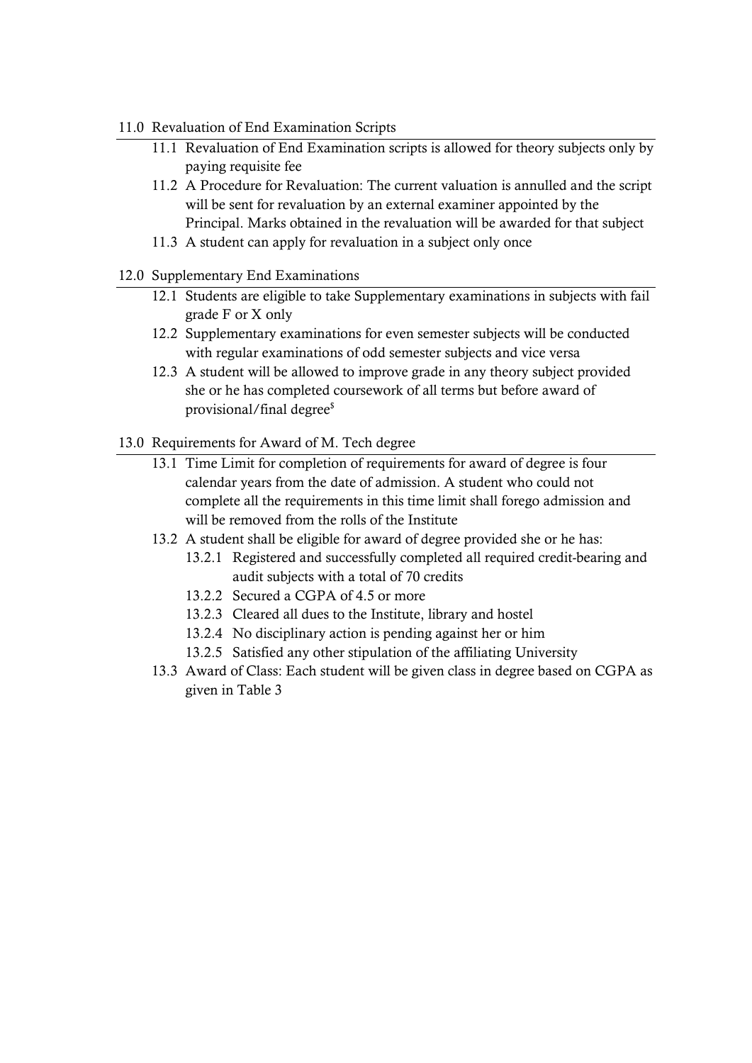## 11.0 Revaluation of End Examination Scripts

- 11.1 Revaluation of End Examination scripts is allowed for theory subjects only by paying requisite fee
- 11.2 A Procedure for Revaluation: The current valuation is annulled and the script will be sent for revaluation by an external examiner appointed by the Principal. Marks obtained in the revaluation will be awarded for that subject
- 11.3 A student can apply for revaluation in a subject only once

## 12.0 Supplementary End Examinations

- 12.1 Students are eligible to take Supplementary examinations in subjects with fail grade F or X only
- 12.2 Supplementary examinations for even semester subjects will be conducted with regular examinations of odd semester subjects and vice versa
- 12.3 A student will be allowed to improve grade in any theory subject provided she or he has completed coursework of all terms but before award of provisional/final degree$

## 13.0 Requirements for Award of M. Tech degree

- 13.1 Time Limit for completion of requirements for award of degree is four calendar years from the date of admission. A student who could not complete all the requirements in this time limit shall forego admission and will be removed from the rolls of the Institute
- 13.2 A student shall be eligible for award of degree provided she or he has:
  - 13.2.1 Registered and successfully completed all required credit-bearing and audit subjects with a total of 70 credits
  - 13.2.2 Secured a CGPA of 4.5 or more
  - 13.2.3 Cleared all dues to the Institute, library and hostel
  - 13.2.4 No disciplinary action is pending against her or him
  - 13.2.5 Satisfied any other stipulation of the affiliating University
- 13.3 Award of Class: Each student will be given class in degree based on CGPA as given in Table 3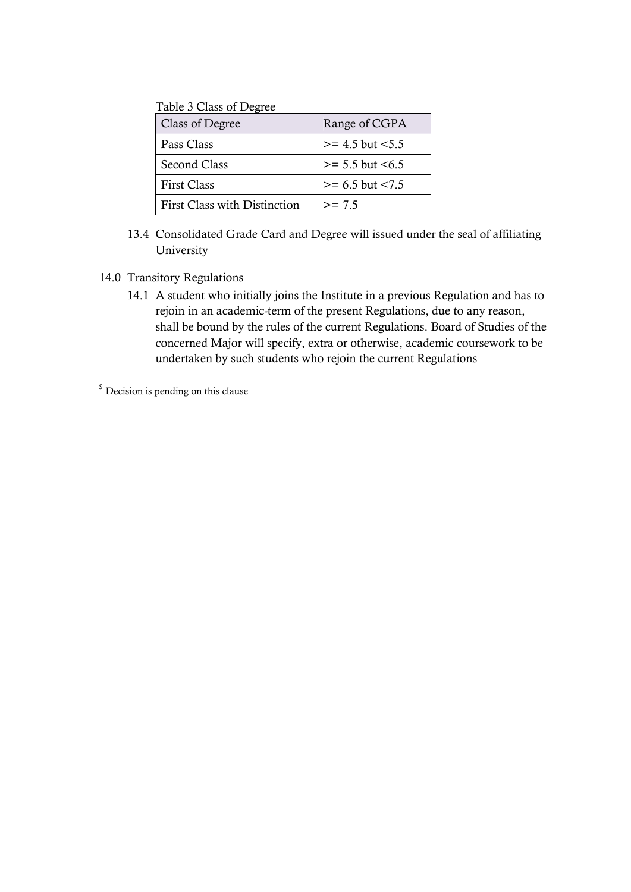Table 3 Class of Degree

| Class of Degree | Range of CGPA |
|---|---|
| Pass Class | >= 4.5 but <5.5 |
| Second Class | >= 5.5 but <6.5 |
| First Class | >= 6.5 but <7.5 |
| First Class with Distinction | >= 7.5 |

13.4 Consolidated Grade Card and Degree will issued under the seal of affiliating University

## 14.0 Transitory Regulations

14.1 A student who initially joins the Institute in a previous Regulation and has to rejoin in an academic-term of the present Regulations, due to any reason, shall be bound by the rules of the current Regulations. Board of Studies of the concerned Major will specify, extra or otherwise, academic coursework to be undertaken by such students who rejoin the current Regulations

[$] Decision is pending on this clause